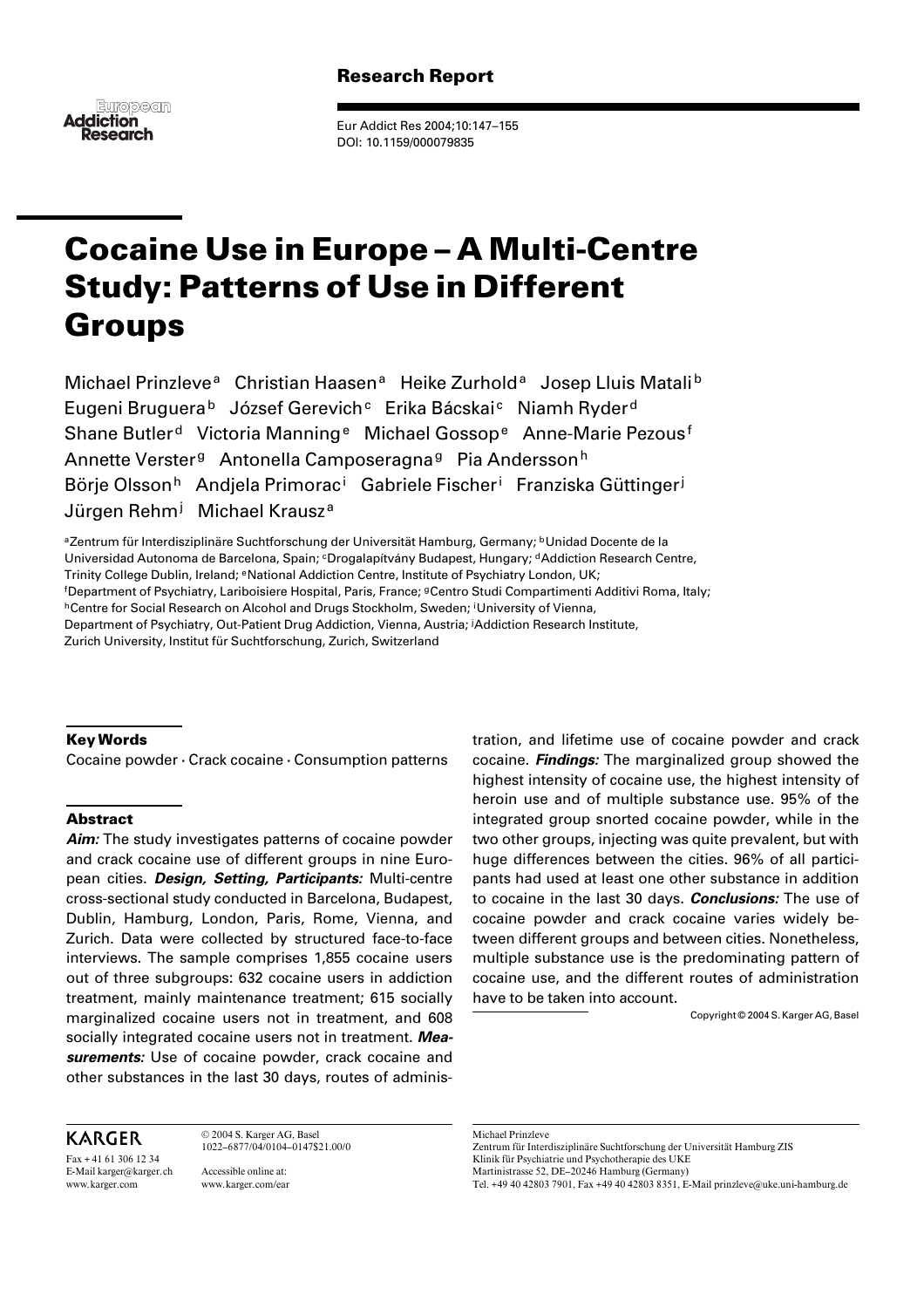Research Report

# Cocaine Use in Europe – A Multi-Centre Study: Patterns of Use in Different Groups

Michael Prinzleve[a] Christian Haasen[a] Heike Zurhold[a] Josep Lluis Matali[b] Eugeni Bruguera[b] József Gerevich[c] Erika Bácskai[c] Niamh Ryder[d] Shane Butler[d] Victoria Manning[e] Michael Gossop[e] Anne-Marie Pezous[f] Annette Verster[g] Antonella Camposeragna[g] Pia Andersson[h] Börje Olsson[h] Andjela Primorac[i] Gabriele Fischer[i] Franziska Güttinger[j] Jürgen Rehm[j] Michael Krausz[a]

[a]Zentrum für Interdisziplinäre Suchtforschung der Universität Hamburg, Germany; [b]Unidad Docente de la Universidad Autonoma de Barcelona, Spain; [c]Drogalapítvány Budapest, Hungary; [d]Addiction Research Centre, Trinity College Dublin, Ireland; [e]National Addiction Centre, Institute of Psychiatry London, UK; [f]Department of Psychiatry, Lariboisiere Hospital, Paris, France; [g]Centro Studi Compartimenti Additivi Roma, Italy; [h]Centre for Social Research on Alcohol and Drugs Stockholm, Sweden; [i]University of Vienna, Department of Psychiatry, Out-Patient Drug Addiction, Vienna, Austria; [j]Addiction Research Institute, Zurich University, Institut für Suchtforschung, Zurich, Switzerland

## Key Words

Cocaine powder · Crack cocaine · Consumption patterns

## Abstract

***Aim:*** The study investigates patterns of cocaine powder and crack cocaine use of different groups in nine European cities. ***Design, Setting, Participants:*** Multi-centre cross-sectional study conducted in Barcelona, Budapest, Dublin, Hamburg, London, Paris, Rome, Vienna, and Zurich. Data were collected by structured face-to-face interviews. The sample comprises 1,855 cocaine users out of three subgroups: 632 cocaine users in addiction treatment, mainly maintenance treatment; 615 socially marginalized cocaine users not in treatment, and 608 socially integrated cocaine users not in treatment. ***Measurements:*** Use of cocaine powder, crack cocaine and other substances in the last 30 days, routes of administration, and lifetime use of cocaine powder and crack cocaine. ***Findings:*** The marginalized group showed the highest intensity of cocaine use, the highest intensity of heroin use and of multiple substance use. 95% of the integrated group snorted cocaine powder, while in the two other groups, injecting was quite prevalent, but with huge differences between the cities. 96% of all participants had used at least one other substance in addition to cocaine in the last 30 days. ***Conclusions:*** The use of cocaine powder and crack cocaine varies widely between different groups and between cities. Nonetheless, multiple substance use is the predominating pattern of cocaine use, and the different routes of administration have to be taken into account.

Copyright © 2004 S. Karger AG, Basel

KARGER

Fax + 41 61 306 12 34
E-Mail karger@karger.ch
www.karger.com

© 2004 S. Karger AG, Basel
1022–6877/04/0104–0147$21.00/0

Accessible online at:
www.karger.com/ear

Michael Prinzleve
Zentrum für Interdisziplinäre Suchtforschung der Universität Hamburg ZIS
Klinik für Psychiatrie und Psychotherapie des UKE
Martinistrasse 52, DE–20246 Hamburg (Germany)
Tel. +49 40 42803 7901, Fax +49 40 42803 8351, E-Mail prinzleve@uke.uni-hamburg.de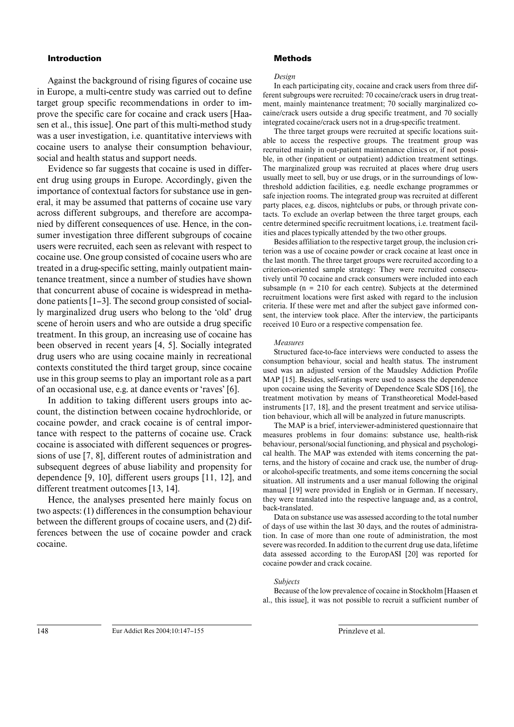## Introduction

Against the background of rising figures of cocaine use in Europe, a multi-centre study was carried out to define target group specific recommendations in order to improve the specific care for cocaine and crack users [Haasen et al., this issue]. One part of this multi-method study was a user investigation, i.e. quantitative interviews with cocaine users to analyse their consumption behaviour, social and health status and support needs.

Evidence so far suggests that cocaine is used in different drug using groups in Europe. Accordingly, given the importance of contextual factors for substance use in general, it may be assumed that patterns of cocaine use vary across different subgroups, and therefore are accompanied by different consequences of use. Hence, in the consumer investigation three different subgroups of cocaine users were recruited, each seen as relevant with respect to cocaine use. One group consisted of cocaine users who are treated in a drug-specific setting, mainly outpatient maintenance treatment, since a number of studies have shown that concurrent abuse of cocaine is widespread in methadone patients [1–3]. The second group consisted of socially marginalized drug users who belong to the 'old' drug scene of heroin users and who are outside a drug specific treatment. In this group, an increasing use of cocaine has been observed in recent years [4, 5]. Socially integrated drug users who are using cocaine mainly in recreational contexts constituted the third target group, since cocaine use in this group seems to play an important role as a part of an occasional use, e.g. at dance events or 'raves' [6].

In addition to taking different users groups into account, the distinction between cocaine hydrochloride, or cocaine powder, and crack cocaine is of central importance with respect to the patterns of cocaine use. Crack cocaine is associated with different sequences or progressions of use [7, 8], different routes of administration and subsequent degrees of abuse liability and propensity for dependence [9, 10], different users groups [11, 12], and different treatment outcomes [13, 14].

Hence, the analyses presented here mainly focus on two aspects: (1) differences in the consumption behaviour between the different groups of cocaine users, and (2) differences between the use of cocaine powder and crack cocaine.

## Methods

*Design*

In each participating city, cocaine and crack users from three different subgroups were recruited: 70 cocaine/crack users in drug treatment, mainly maintenance treatment; 70 socially marginalized cocaine/crack users outside a drug specific treatment, and 70 socially integrated cocaine/crack users not in a drug-specific treatment.

The three target groups were recruited at specific locations suitable to access the respective groups. The treatment group was recruited mainly in out-patient maintenance clinics or, if not possible, in other (inpatient or outpatient) addiction treatment settings. The marginalized group was recruited at places where drug users usually meet to sell, buy or use drugs, or in the surroundings of low-threshold addiction facilities, e.g. needle exchange programmes or safe injection rooms. The integrated group was recruited at different party places, e.g. discos, nightclubs or pubs, or through private contacts. To exclude an overlap between the three target groups, each centre determined specific recruitment locations, i.e. treatment facilities and places typically attended by the two other groups.

Besides affiliation to the respective target group, the inclusion criterion was a use of cocaine powder or crack cocaine at least once in the last month. The three target groups were recruited according to a criterion-oriented sample strategy: They were recruited consecutively until 70 cocaine and crack consumers were included into each subsample (n = 210 for each centre). Subjects at the determined recruitment locations were first asked with regard to the inclusion criteria. If these were met and after the subject gave informed consent, the interview took place. After the interview, the participants received 10 Euro or a respective compensation fee.

*Measures*

Structured face-to-face interviews were conducted to assess the consumption behaviour, social and health status. The instrument used was an adjusted version of the Maudsley Addiction Profile MAP [15]. Besides, self-ratings were used to assess the dependence upon cocaine using the Severity of Dependence Scale SDS [16], the treatment motivation by means of Transtheoretical Model-based instruments [17, 18], and the present treatment and service utilisation behaviour, which all will be analyzed in future manuscripts.

The MAP is a brief, interviewer-administered questionnaire that measures problems in four domains: substance use, health-risk behaviour, personal/social functioning, and physical and psychological health. The MAP was extended with items concerning the patterns, and the history of cocaine and crack use, the number of drug- or alcohol-specific treatments, and some items concerning the social situation. All instruments and a user manual following the original manual [19] were provided in English or in German. If necessary, they were translated into the respective language and, as a control, back-translated.

Data on substance use was assessed according to the total number of days of use within the last 30 days, and the routes of administration. In case of more than one route of administration, the most severe was recorded. In addition to the current drug use data, lifetime data assessed according to the EuropASI [20] was reported for cocaine powder and crack cocaine.

*Subjects*

Because of the low prevalence of cocaine in Stockholm [Haasen et al., this issue], it was not possible to recruit a sufficient number of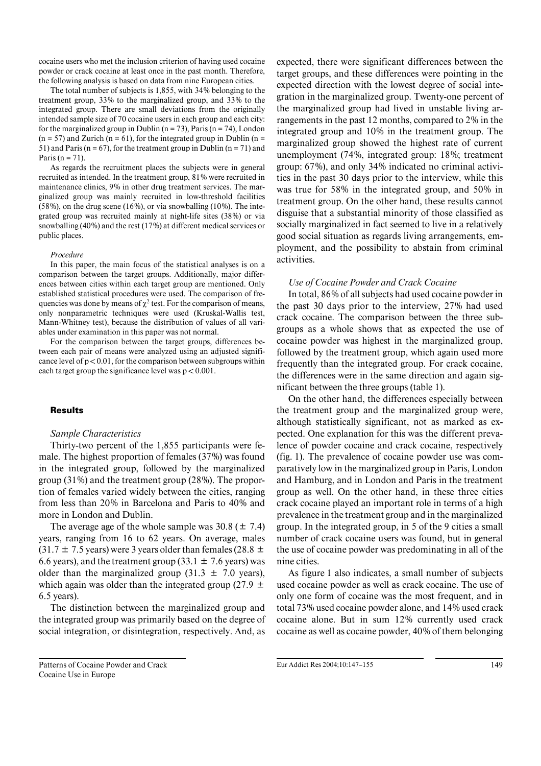cocaine users who met the inclusion criterion of having used cocaine powder or crack cocaine at least once in the past month. Therefore, the following analysis is based on data from nine European cities.

The total number of subjects is 1,855, with 34% belonging to the treatment group, 33% to the marginalized group, and 33% to the integrated group. There are small deviations from the originally intended sample size of 70 cocaine users in each group and each city: for the marginalized group in Dublin (n = 73), Paris (n = 74), London (n = 57) and Zurich (n = 61), for the integrated group in Dublin (n = 51) and Paris (n = 67), for the treatment group in Dublin (n = 71) and Paris (n = 71).

As regards the recruitment places the subjects were in general recruited as intended. In the treatment group, 81% were recruited in maintenance clinics, 9% in other drug treatment services. The marginalized group was mainly recruited in low-threshold facilities (58%), on the drug scene (16%), or via snowballing (10%). The integrated group was recruited mainly at night-life sites (38%) or via snowballing (40%) and the rest (17%) at different medical services or public places.

*Procedure*

In this paper, the main focus of the statistical analyses is on a comparison between the target groups. Additionally, major differences between cities within each target group are mentioned. Only established statistical procedures were used. The comparison of frequencies was done by means of $\chi^2$ test. For the comparison of means, only nonparametric techniques were used (Kruskal-Wallis test, Mann-Whitney test), because the distribution of values of all variables under examination in this paper was not normal.

For the comparison between the target groups, differences between each pair of means were analyzed using an adjusted significance level of $p < 0.01$, for the comparison between subgroups within each target group the significance level was $p < 0.001$.

## Results

*Sample Characteristics*

Thirty-two percent of the 1,855 participants were female. The highest proportion of females (37%) was found in the integrated group, followed by the marginalized group (31%) and the treatment group (28%). The proportion of females varied widely between the cities, ranging from less than 20% in Barcelona and Paris to 40% and more in London and Dublin.

The average age of the whole sample was 30.8 ($\pm$ 7.4) years, ranging from 16 to 62 years. On average, males (31.7 $\pm$ 7.5 years) were 3 years older than females (28.8 $\pm$ 6.6 years), and the treatment group (33.1 $\pm$ 7.6 years) was older than the marginalized group (31.3 $\pm$ 7.0 years), which again was older than the integrated group (27.9 $\pm$ 6.5 years).

The distinction between the marginalized group and the integrated group was primarily based on the degree of social integration, or disintegration, respectively. And, as expected, there were significant differences between the target groups, and these differences were pointing in the expected direction with the lowest degree of social integration in the marginalized group. Twenty-one percent of the marginalized group had lived in unstable living arrangements in the past 12 months, compared to 2% in the integrated group and 10% in the treatment group. The marginalized group showed the highest rate of current unemployment (74%, integrated group: 18%; treatment group: 67%), and only 34% indicated no criminal activities in the past 30 days prior to the interview, while this was true for 58% in the integrated group, and 50% in treatment group. On the other hand, these results cannot disguise that a substantial minority of those classified as socially marginalized in fact seemed to live in a relatively good social situation as regards living arrangements, employment, and the possibility to abstain from criminal activities.

*Use of Cocaine Powder and Crack Cocaine*

In total, 86% of all subjects had used cocaine powder in the past 30 days prior to the interview, 27% had used crack cocaine. The comparison between the three subgroups as a whole shows that as expected the use of cocaine powder was highest in the marginalized group, followed by the treatment group, which again used more frequently than the integrated group. For crack cocaine, the differences were in the same direction and again significant between the three groups (table 1).

On the other hand, the differences especially between the treatment group and the marginalized group were, although statistically significant, not as marked as expected. One explanation for this was the different prevalence of powder cocaine and crack cocaine, respectively (fig. 1). The prevalence of cocaine powder use was comparatively low in the marginalized group in Paris, London and Hamburg, and in London and Paris in the treatment group as well. On the other hand, in these three cities crack cocaine played an important role in terms of a high prevalence in the treatment group and in the marginalized group. In the integrated group, in 5 of the 9 cities a small number of crack cocaine users was found, but in general the use of cocaine powder was predominating in all of the nine cities.

As figure 1 also indicates, a small number of subjects used cocaine powder as well as crack cocaine. The use of only one form of cocaine was the most frequent, and in total 73% used cocaine powder alone, and 14% used crack cocaine alone. But in sum 12% currently used crack cocaine as well as cocaine powder, 40% of them belonging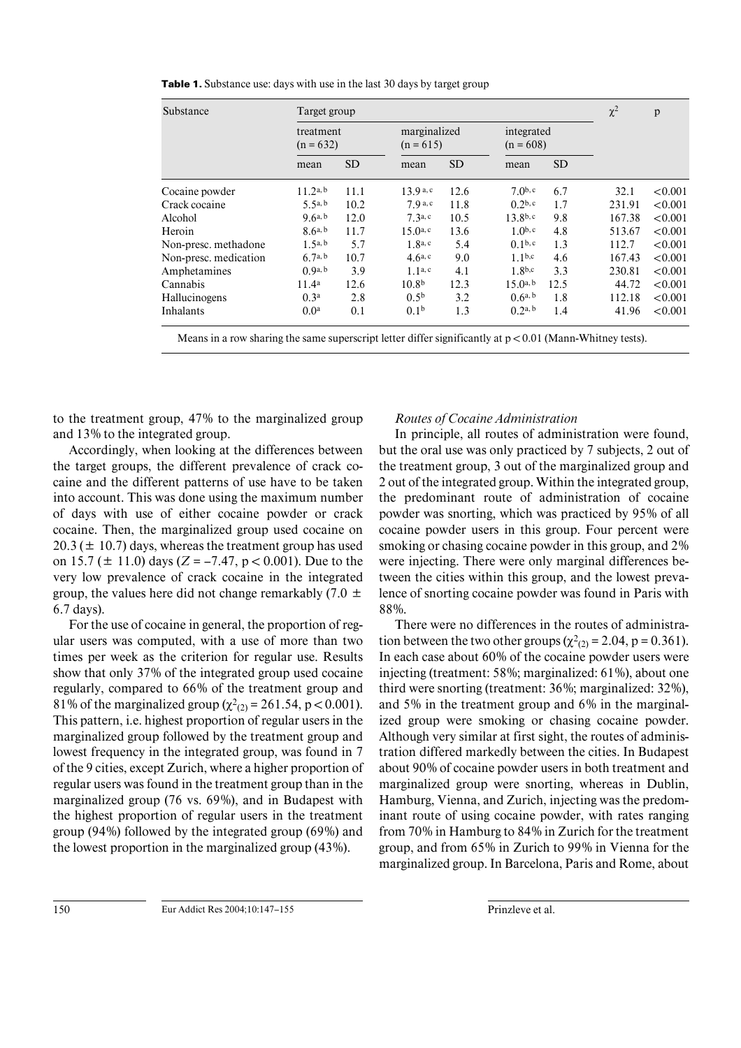**Table 1.** Substance use: days with use in the last 30 days by target group

| Substance | Target group | | | | | | $\chi^2$ | p |
|---|---|---|---|---|---|---|---|---|
| | treatment (n = 632) | | marginalized (n = 615) | | integrated (n = 608) | | | |
| | mean | SD | mean | SD | mean | SD | | |
| Cocaine powder | $11.2^{a,b}$ | 11.1 | $13.9^{a,c}$ | 12.6 | $7.0^{b,c}$ | 6.7 | 32.1 | <0.001 |
| Crack cocaine | $5.5^{a,b}$ | 10.2 | $7.9^{a,c}$ | 11.8 | $0.2^{b,c}$ | 1.7 | 231.91 | <0.001 |
| Alcohol | $9.6^{a,b}$ | 12.0 | $7.3^{a,c}$ | 10.5 | $13.8^{b,c}$ | 9.8 | 167.38 | <0.001 |
| Heroin | $8.6^{a,b}$ | 11.7 | $15.0^{a,c}$ | 13.6 | $1.0^{b,c}$ | 4.8 | 513.67 | <0.001 |
| Non-presc. methadone | $1.5^{a,b}$ | 5.7 | $1.8^{a,c}$ | 5.4 | $0.1^{b,c}$ | 1.3 | 112.7 | <0.001 |
| Non-presc. medication | $6.7^{a,b}$ | 10.7 | $4.6^{a,c}$ | 9.0 | $1.1^{b,c}$ | 4.6 | 167.43 | <0.001 |
| Amphetamines | $0.9^{a,b}$ | 3.9 | $1.1^{a,c}$ | 4.1 | $1.8^{b,c}$ | 3.3 | 230.81 | <0.001 |
| Cannabis | $11.4^{a}$ | 12.6 | $10.8^{b}$ | 12.3 | $15.0^{a,b}$ | 12.5 | 44.72 | <0.001 |
| Hallucinogens | $0.3^{a}$ | 2.8 | $0.5^{b}$ | 3.2 | $0.6^{a,b}$ | 1.8 | 112.18 | <0.001 |
| Inhalants | $0.0^{a}$ | 0.1 | $0.1^{b}$ | 1.3 | $0.2^{a,b}$ | 1.4 | 41.96 | <0.001 |

Means in a row sharing the same superscript letter differ significantly at $p < 0.01$ (Mann-Whitney tests).

to the treatment group, 47% to the marginalized group and 13% to the integrated group.

Accordingly, when looking at the differences between the target groups, the different prevalence of crack cocaine and the different patterns of use have to be taken into account. This was done using the maximum number of days with use of either cocaine powder or crack cocaine. Then, the marginalized group used cocaine on 20.3 (± 10.7) days, whereas the treatment group has used on 15.7 (± 11.0) days ($Z = -7.47$, $p < 0.001$). Due to the very low prevalence of crack cocaine in the integrated group, the values here did not change remarkably (7.0 ± 6.7 days).

For the use of cocaine in general, the proportion of regular users was computed, with a use of more than two times per week as the criterion for regular use. Results show that only 37% of the integrated group used cocaine regularly, compared to 66% of the treatment group and 81% of the marginalized group ($\chi^2_{(2)} = 261.54$, $p < 0.001$). This pattern, i.e. highest proportion of regular users in the marginalized group followed by the treatment group and lowest frequency in the integrated group, was found in 7 of the 9 cities, except Zurich, where a higher proportion of regular users was found in the treatment group than in the marginalized group (76 vs. 69%), and in Budapest with the highest proportion of regular users in the treatment group (94%) followed by the integrated group (69%) and the lowest proportion in the marginalized group (43%).

### *Routes of Cocaine Administration*

In principle, all routes of administration were found, but the oral use was only practiced by 7 subjects, 2 out of the treatment group, 3 out of the marginalized group and 2 out of the integrated group. Within the integrated group, the predominant route of administration of cocaine powder was snorting, which was practiced by 95% of all cocaine powder users in this group. Four percent were smoking or chasing cocaine powder in this group, and 2% were injecting. There were only marginal differences between the cities within this group, and the lowest prevalence of snorting cocaine powder was found in Paris with 88%.

There were no differences in the routes of administration between the two other groups ($\chi^2_{(2)} = 2.04$, $p = 0.361$). In each case about 60% of the cocaine powder users were injecting (treatment: 58%; marginalized: 61%), about one third were snorting (treatment: 36%; marginalized: 32%), and 5% in the treatment group and 6% in the marginalized group were smoking or chasing cocaine powder. Although very similar at first sight, the routes of administration differed markedly between the cities. In Budapest about 90% of cocaine powder users in both treatment and marginalized group were snorting, whereas in Dublin, Hamburg, Vienna, and Zurich, injecting was the predominant route of using cocaine powder, with rates ranging from 70% in Hamburg to 84% in Zurich for the treatment group, and from 65% in Zurich to 99% in Vienna for the marginalized group. In Barcelona, Paris and Rome, about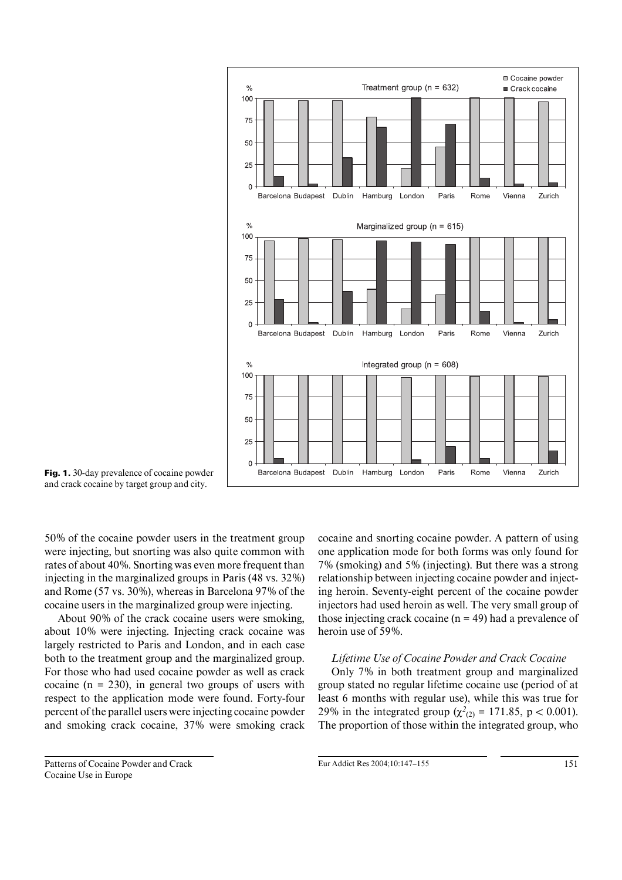**Fig. 1.** 30-day prevalence of cocaine powder and crack cocaine by target group and city.

50% of the cocaine powder users in the treatment group were injecting, but snorting was also quite common with rates of about 40%. Snorting was even more frequent than injecting in the marginalized groups in Paris (48 vs. 32%) and Rome (57 vs. 30%), whereas in Barcelona 97% of the cocaine users in the marginalized group were injecting.

About 90% of the crack cocaine users were smoking, about 10% were injecting. Injecting crack cocaine was largely restricted to Paris and London, and in each case both to the treatment group and the marginalized group. For those who had used cocaine powder as well as crack cocaine (n = 230), in general two groups of users with respect to the application mode were found. Forty-four percent of the parallel users were injecting cocaine powder and smoking crack cocaine, 37% were smoking crack cocaine and snorting cocaine powder. A pattern of using one application mode for both forms was only found for 7% (smoking) and 5% (injecting). But there was a strong relationship between injecting cocaine powder and injecting heroin. Seventy-eight percent of the cocaine powder injectors had used heroin as well. The very small group of those injecting crack cocaine (n = 49) had a prevalence of heroin use of 59%.

### *Lifetime Use of Cocaine Powder and Crack Cocaine*

Only 7% in both treatment group and marginalized group stated no regular lifetime cocaine use (period of at least 6 months with regular use), while this was true for 29% in the integrated group ($\chi^2_{(2)} = 171.85$, $p < 0.001$). The proportion of those within the integrated group, who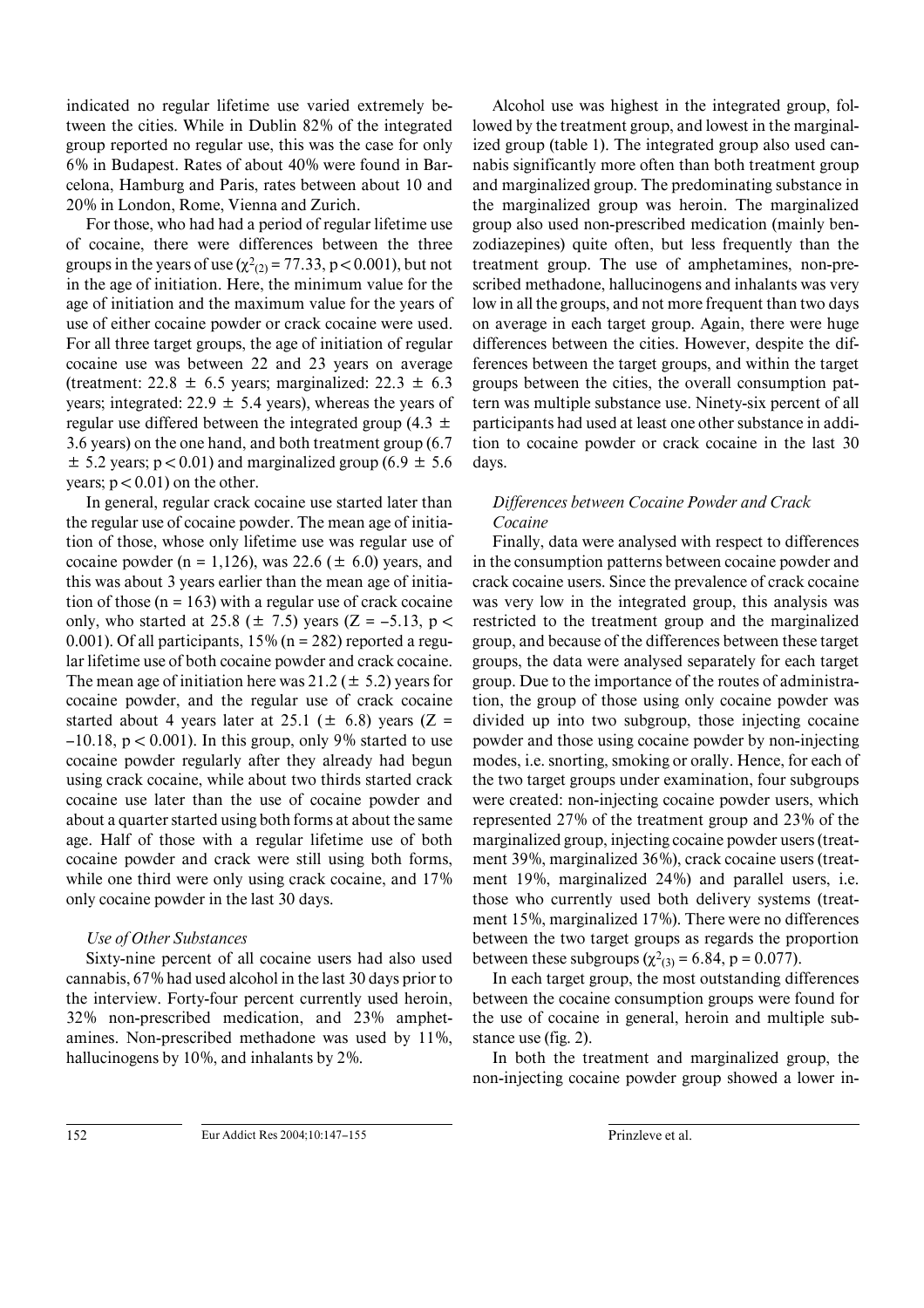indicated no regular lifetime use varied extremely between the cities. While in Dublin 82% of the integrated group reported no regular use, this was the case for only 6% in Budapest. Rates of about 40% were found in Barcelona, Hamburg and Paris, rates between about 10 and 20% in London, Rome, Vienna and Zurich.

For those, who had had a period of regular lifetime use of cocaine, there were differences between the three groups in the years of use ($\chi^2_{(2)} = 77.33$, $p < 0.001$), but not in the age of initiation. Here, the minimum value for the age of initiation and the maximum value for the years of use of either cocaine powder or crack cocaine were used. For all three target groups, the age of initiation of regular cocaine use was between 22 and 23 years on average (treatment: 22.8 ± 6.5 years; marginalized: 22.3 ± 6.3 years; integrated: 22.9 ± 5.4 years), whereas the years of regular use differed between the integrated group (4.3 ± 3.6 years) on the one hand, and both treatment group (6.7 ± 5.2 years; $p < 0.01$) and marginalized group (6.9 ± 5.6 years; $p < 0.01$) on the other.

In general, regular crack cocaine use started later than the regular use of cocaine powder. The mean age of initiation of those, whose only lifetime use was regular use of cocaine powder (n = 1,126), was 22.6 (± 6.0) years, and this was about 3 years earlier than the mean age of initiation of those (n = 163) with a regular use of crack cocaine only, who started at 25.8 (± 7.5) years ($Z = -5.13$, $p < 0.001$). Of all participants, 15% (n = 282) reported a regular lifetime use of both cocaine powder and crack cocaine. The mean age of initiation here was 21.2 (± 5.2) years for cocaine powder, and the regular use of crack cocaine started about 4 years later at 25.1 (± 6.8) years ($Z = -10.18$, $p < 0.001$). In this group, only 9% started to use cocaine powder regularly after they already had begun using crack cocaine, while about two thirds started crack cocaine use later than the use of cocaine powder and about a quarter started using both forms at about the same age. Half of those with a regular lifetime use of both cocaine powder and crack were still using both forms, while one third were only using crack cocaine, and 17% only cocaine powder in the last 30 days.

*Use of Other Substances*

Sixty-nine percent of all cocaine users had also used cannabis, 67% had used alcohol in the last 30 days prior to the interview. Forty-four percent currently used heroin, 32% non-prescribed medication, and 23% amphetamines. Non-prescribed methadone was used by 11%, hallucinogens by 10%, and inhalants by 2%.

Alcohol use was highest in the integrated group, followed by the treatment group, and lowest in the marginalized group (table 1). The integrated group also used cannabis significantly more often than both treatment group and marginalized group. The predominating substance in the marginalized group was heroin. The marginalized group also used non-prescribed medication (mainly benzodiazepines) quite often, but less frequently than the treatment group. The use of amphetamines, non-prescribed methadone, hallucinogens and inhalants was very low in all the groups, and not more frequent than two days on average in each target group. Again, there were huge differences between the cities. However, despite the differences between the target groups, and within the target groups between the cities, the overall consumption pattern was multiple substance use. Ninety-six percent of all participants had used at least one other substance in addition to cocaine powder or crack cocaine in the last 30 days.

*Differences between Cocaine Powder and Crack Cocaine*

Finally, data were analysed with respect to differences in the consumption patterns between cocaine powder and crack cocaine users. Since the prevalence of crack cocaine was very low in the integrated group, this analysis was restricted to the treatment group and the marginalized group, and because of the differences between these target groups, the data were analysed separately for each target group. Due to the importance of the routes of administration, the group of those using only cocaine powder was divided up into two subgroup, those injecting cocaine powder and those using cocaine powder by non-injecting modes, i.e. snorting, smoking or orally. Hence, for each of the two target groups under examination, four subgroups were created: non-injecting cocaine powder users, which represented 27% of the treatment group and 23% of the marginalized group, injecting cocaine powder users (treatment 39%, marginalized 36%), crack cocaine users (treatment 19%, marginalized 24%) and parallel users, i.e. those who currently used both delivery systems (treatment 15%, marginalized 17%). There were no differences between the two target groups as regards the proportion between these subgroups ($\chi^2_{(3)} = 6.84$, $p = 0.077$).

In each target group, the most outstanding differences between the cocaine consumption groups were found for the use of cocaine in general, heroin and multiple substance use (fig. 2).

In both the treatment and marginalized group, the non-injecting cocaine powder group showed a lower in-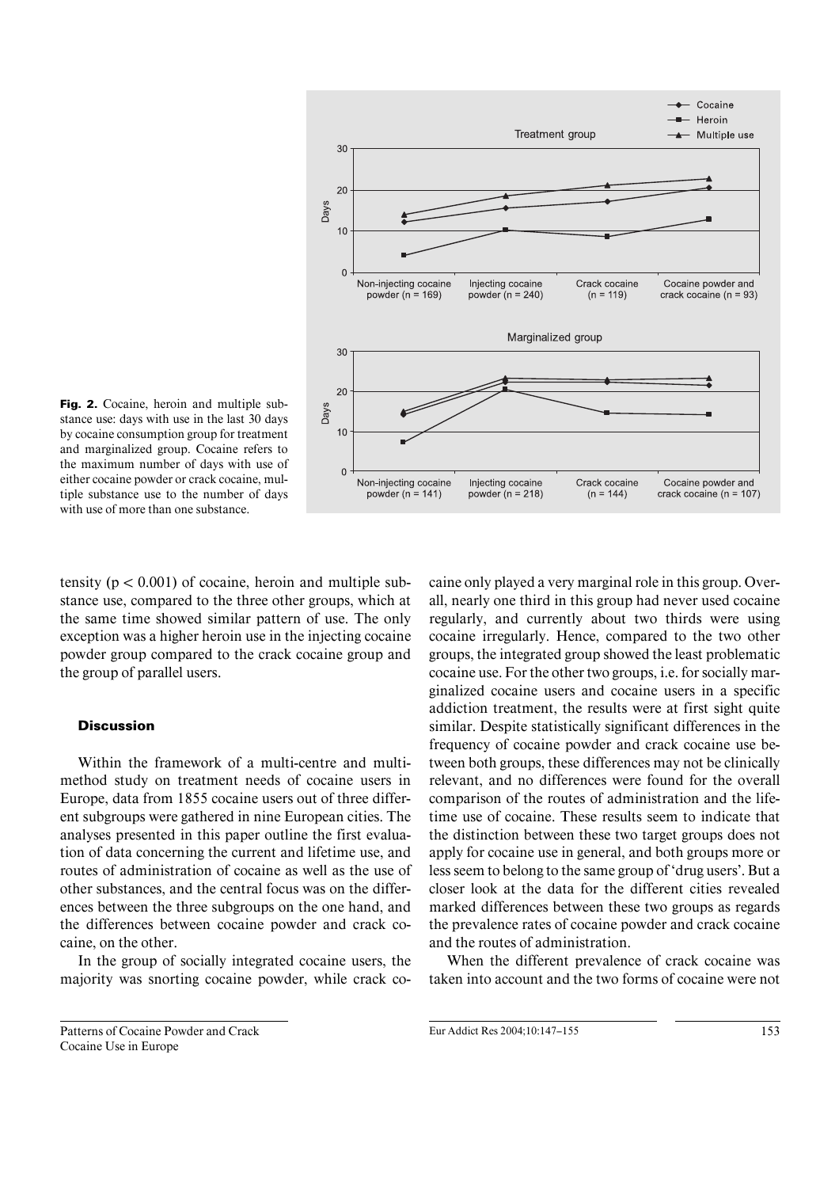**Fig. 2.** Cocaine, heroin and multiple substance use: days with use in the last 30 days by cocaine consumption group for treatment and marginalized group. Cocaine refers to the maximum number of days with use of either cocaine powder or crack cocaine, multiple substance use to the number of days with use of more than one substance.

tensity ($p < 0.001$) of cocaine, heroin and multiple substance use, compared to the three other groups, which at the same time showed similar pattern of use. The only exception was a higher heroin use in the injecting cocaine powder group compared to the crack cocaine group and the group of parallel users.

## Discussion

Within the framework of a multi-centre and multi-method study on treatment needs of cocaine users in Europe, data from 1855 cocaine users out of three different subgroups were gathered in nine European cities. The analyses presented in this paper outline the first evaluation of data concerning the current and lifetime use, and routes of administration of cocaine as well as the use of other substances, and the central focus was on the differences between the three subgroups on the one hand, and the differences between cocaine powder and crack cocaine, on the other.

In the group of socially integrated cocaine users, the majority was snorting cocaine powder, while crack cocaine only played a very marginal role in this group. Overall, nearly one third in this group had never used cocaine regularly, and currently about two thirds were using cocaine irregularly. Hence, compared to the two other groups, the integrated group showed the least problematic cocaine use. For the other two groups, i.e. for socially marginalized cocaine users and cocaine users in a specific addiction treatment, the results were at first sight quite similar. Despite statistically significant differences in the frequency of cocaine powder and crack cocaine use between both groups, these differences may not be clinically relevant, and no differences were found for the overall comparison of the routes of administration and the lifetime use of cocaine. These results seem to indicate that the distinction between these two target groups does not apply for cocaine use in general, and both groups more or less seem to belong to the same group of 'drug users'. But a closer look at the data for the different cities revealed marked differences between these two groups as regards the prevalence rates of cocaine powder and crack cocaine and the routes of administration.

When the different prevalence of crack cocaine was taken into account and the two forms of cocaine were not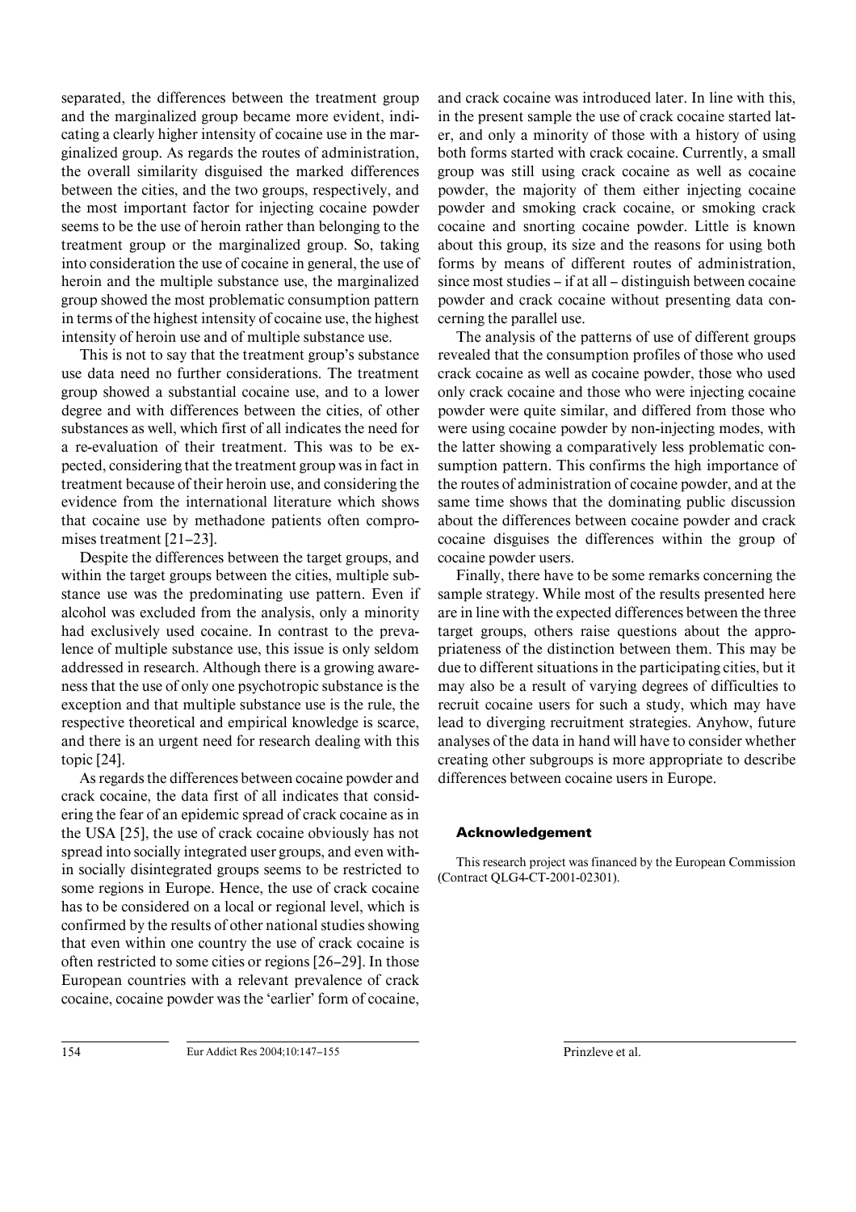separated, the differences between the treatment group and the marginalized group became more evident, indicating a clearly higher intensity of cocaine use in the marginalized group. As regards the routes of administration, the overall similarity disguised the marked differences between the cities, and the two groups, respectively, and the most important factor for injecting cocaine powder seems to be the use of heroin rather than belonging to the treatment group or the marginalized group. So, taking into consideration the use of cocaine in general, the use of heroin and the multiple substance use, the marginalized group showed the most problematic consumption pattern in terms of the highest intensity of cocaine use, the highest intensity of heroin use and of multiple substance use.

This is not to say that the treatment group's substance use data need no further considerations. The treatment group showed a substantial cocaine use, and to a lower degree and with differences between the cities, of other substances as well, which first of all indicates the need for a re-evaluation of their treatment. This was to be expected, considering that the treatment group was in fact in treatment because of their heroin use, and considering the evidence from the international literature which shows that cocaine use by methadone patients often compromises treatment [21–23].

Despite the differences between the target groups, and within the target groups between the cities, multiple substance use was the predominating use pattern. Even if alcohol was excluded from the analysis, only a minority had exclusively used cocaine. In contrast to the prevalence of multiple substance use, this issue is only seldom addressed in research. Although there is a growing awareness that the use of only one psychotropic substance is the exception and that multiple substance use is the rule, the respective theoretical and empirical knowledge is scarce, and there is an urgent need for research dealing with this topic [24].

As regards the differences between cocaine powder and crack cocaine, the data first of all indicates that considering the fear of an epidemic spread of crack cocaine as in the USA [25], the use of crack cocaine obviously has not spread into socially integrated user groups, and even within socially disintegrated groups seems to be restricted to some regions in Europe. Hence, the use of crack cocaine has to be considered on a local or regional level, which is confirmed by the results of other national studies showing that even within one country the use of crack cocaine is often restricted to some cities or regions [26–29]. In those European countries with a relevant prevalence of crack cocaine, cocaine powder was the 'earlier' form of cocaine, and crack cocaine was introduced later. In line with this, in the present sample the use of crack cocaine started later, and only a minority of those with a history of using both forms started with crack cocaine. Currently, a small group was still using crack cocaine as well as cocaine powder, the majority of them either injecting cocaine powder and smoking crack cocaine, or smoking crack cocaine and snorting cocaine powder. Little is known about this group, its size and the reasons for using both forms by means of different routes of administration, since most studies – if at all – distinguish between cocaine powder and crack cocaine without presenting data concerning the parallel use.

The analysis of the patterns of use of different groups revealed that the consumption profiles of those who used crack cocaine as well as cocaine powder, those who used only crack cocaine and those who were injecting cocaine powder were quite similar, and differed from those who were using cocaine powder by non-injecting modes, with the latter showing a comparatively less problematic consumption pattern. This confirms the high importance of the routes of administration of cocaine powder, and at the same time shows that the dominating public discussion about the differences between cocaine powder and crack cocaine disguises the differences within the group of cocaine powder users.

Finally, there have to be some remarks concerning the sample strategy. While most of the results presented here are in line with the expected differences between the three target groups, others raise questions about the appropriateness of the distinction between them. This may be due to different situations in the participating cities, but it may also be a result of varying degrees of difficulties to recruit cocaine users for such a study, which may have lead to diverging recruitment strategies. Anyhow, future analyses of the data in hand will have to consider whether creating other subgroups is more appropriate to describe differences between cocaine users in Europe.

## Acknowledgement

This research project was financed by the European Commission (Contract QLG4-CT-2001-02301).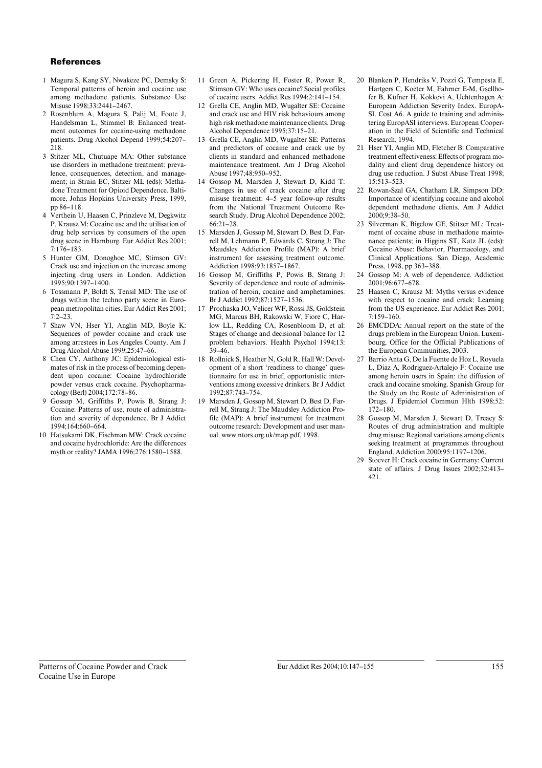## References

1. Magura S, Kang SY, Nwakeze PC, Demsky S: Temporal patterns of heroin and cocaine use among methadone patients. Substance Use Misuse 1998;33:2441–2467.
2. Rosenblum A, Magura S, Palij M, Foote J, Handelsman L, Stimmel B: Enhanced treatment outcomes for cocaine-using methadone patients. Drug Alcohol Depend 1999;54:207–218.
3. Stitzer ML, Chutuape MA: Other substance use disorders in methadone treatment: prevalence, consequences, detection, and management; in Strain EC, Stitzer ML (eds): Methadone Treatment for Opioid Dependence. Baltimore, Johns Hopkins University Press, 1999, pp 86–118.
4. Verthein U, Haasen C, Prinzleve M, Degkwitz P, Krausz M: Cocaine use and the utilisation of drug help services by consumers of the open drug scene in Hamburg. Eur Addict Res 2001; 7:176–183.
5. Hunter GM, Donoghoe MC, Stimson GV: Crack use and injection on the increase among injecting drug users in London. Addiction 1995;90:1397–1400.
6. Tossmann P, Boldt S, Tensil MD: The use of drugs within the techno party scene in European metropolitan cities. Eur Addict Res 2001; 7:2–23.
7. Shaw VN, Hser YI, Anglin MD, Boyle K: Sequences of powder cocaine and crack use among arrestees in Los Angeles County. Am J Drug Alcohol Abuse 1999;25:47–66.
8. Chen CY, Anthony JC: Epidemiological estimates of risk in the process of becoming dependent upon cocaine: Cocaine hydrochloride powder versus crack cocaine. Psychopharmacology (Berl) 2004;172:78–86.
9. Gossop M, Griffiths P, Powis B, Strang J: Cocaine: Patterns of use, route of administration and severity of dependence. Br J Addict 1994;164:660–664.
10. Hatsukami DK, Fischman MW: Crack cocaine and cocaine hydrochloride: Are the differences myth or reality? JAMA 1996;276:1580–1588.
11. Green A, Pickering H, Foster R, Power R, Stimson GV: Who uses cocaine? Social profiles of cocaine users. Addict Res 1994;2:141–154.
12. Grella CE, Anglin MD, Wugalter SE: Cocaine and crack use and HIV risk behaviours among high risk methadone maintenance clients. Drug Alcohol Dependence 1995;37:15–21.
13. Grella CE, Anglin MD, Wugalter SE: Patterns and predictors of cocaine and crack use by clients in standard and enhanced methadone maintenance treatment. Am J Drug Alcohol Abuse 1997;48:950–952.
14. Gossop M, Marsden J, Stewart D, Kidd T: Changes in use of crack cocaine after drug misuse treatment: 4–5 year follow-up results from the National Treatment Outcome Research Study. Drug Alcohol Dependence 2002; 66:21–28.
15. Marsden J, Gossop M, Stewart D, Best D, Farrell M, Lehmann P, Edwards C, Strang J: The Maudsley Addiction Profile (MAP): A brief instrument for assessing treatment outcome. Addiction 1998;93:1857–1867.
16. Gossop M, Griffiths P, Powis B, Strang J: Severity of dependence and route of administration of heroin, cocaine and amphetamines. Br J Addict 1992;87:1527–1536.
17. Prochaska JO, Velicer WF, Rossi JS, Goldstein MG, Marcus BH, Rakowski W, Fiore C, Harlow LL, Redding CA, Rosenbloom D, et al: Stages of change and decisional balance for 12 problem behaviors. Health Psychol 1994;13: 39–46.
18. Rollnick S, Heather N, Gold R, Hall W: Development of a short 'readiness to change' questionnaire for use in brief, opportunistic interventions among excessive drinkers. Br J Addict 1992;87:743–754.
19. Marsden J, Gossop M, Stewart D, Best D, Farrell M, Strang J: The Maudsley Addiction Profile (MAP): A brief instrument for treatment outcome research: Development and user manual. www.ntors.org.uk/map.pdf, 1998.
20. Blanken P, Hendriks V, Pozzi G, Tempesta E, Hartgers C, Koeter M, Fahrner E-M, Gsellhofer B, Küfner H, Kokkevi A, Uchtenhagen A: European Addiction Severity Index. EuropASI. Cost A6. A guide to training and administering EuropASI interviews. European Cooperation in the Field of Scientific and Technical Research, 1994.
21. Hser YI, Anglin MD, Fletcher B: Comparative treatment effectiveness: Effects of program modality and client drug dependence history on drug use reduction. J Subst Abuse Treat 1998; 15:513–523.
22. Rowan-Szal GA, Chatham LR, Simpson DD: Importance of identifying cocaine and alcohol dependent methadone clients. Am J Addict 2000;9:38–50.
23. Silverman K, Bigelow GE, Stitzer ML: Treatment of cocaine abuse in methadone maintenance patients; in Higgins ST, Katz JL (eds): Cocaine Abuse: Behavior, Pharmacology, and Clinical Applications. San Diego, Academic Press, 1998, pp 363–388.
24. Gossop M: A web of dependence. Addiction 2001;96:677–678.
25. Haasen C, Krausz M: Myths versus evidence with respect to cocaine and crack: Learning from the US experience. Eur Addict Res 2001; 7:159–160.
26. EMCDDA: Annual report on the state of the drugs problem in the European Union. Luxembourg, Office for the Official Publications of the European Communities, 2003.
27. Barrio Anta G, De la Fuente de Hoz L, Royuela L, Diaz A, Rodriguez-Artalejo F: Cocaine use among heroin users in Spain: the diffusion of crack and cocaine smoking. Spanish Group for the Study on the Route of Administration of Drugs. J Epidemiol Commun Hlth 1998;52: 172–180.
28. Gossop M, Marsden J, Stewart D, Treacy S: Routes of drug administration and multiple drug misuse: Regional variations among clients seeking treatment at programmes throughout England. Addiction 2000;95:1197–1206.
29. Stoever H: Crack cocaine in Germany: Current state of affairs. J Drug Issues 2002;32:413–421.